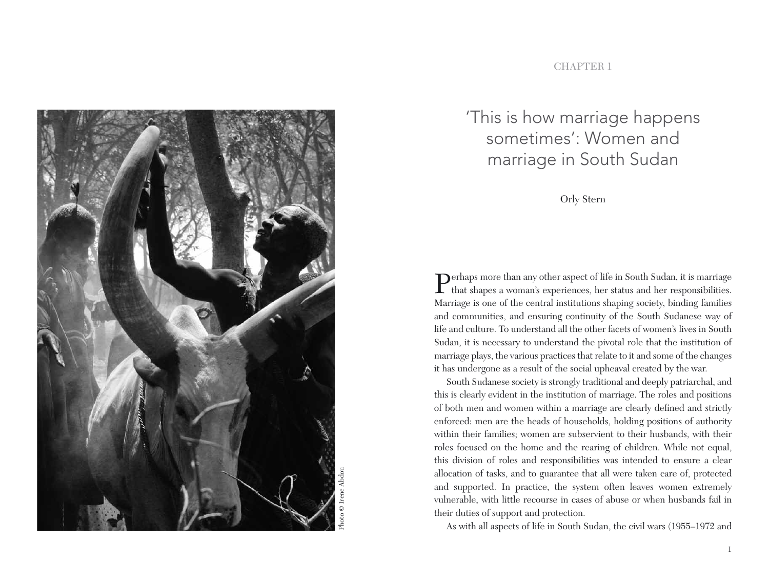CHAPTER 1

# 'This is how marriage happens sometimes': Women and marriage in South Sudan

Orly Stern

Perhaps more than any other aspect of life in South Sudan, it is marriage that shapes a woman's experiences, her status and her responsibilities. Marriage is one of the central institutions shaping society, binding families and communities, and ensuring continuity of the South Sudanese way of life and culture. To understand all the other facets of women's lives in South Sudan, it is necessary to understand the pivotal role that the institution of marriage plays, the various practices that relate to it and some of the changes it has undergone as a result of the social upheaval created by the war.

South Sudanese society is strongly traditional and deeply patriarchal, and this is clearly evident in the institution of marriage. The roles and positions of both men and women within a marriage are clearly defined and strictly enforced: men are the heads of households, holding positions of authority within their families; women are subservient to their husbands, with their roles focused on the home and the rearing of children. While not equal, this division of roles and responsibilities was intended to ensure a clear allocation of tasks, and to guarantee that all were taken care of, protected and supported. In practice, the system often leaves women extremely vulnerable, with little recourse in cases of abuse or when husbands fail in their duties of support and protection.

As with all aspects of life in South Sudan, the civil wars (1955–1972 and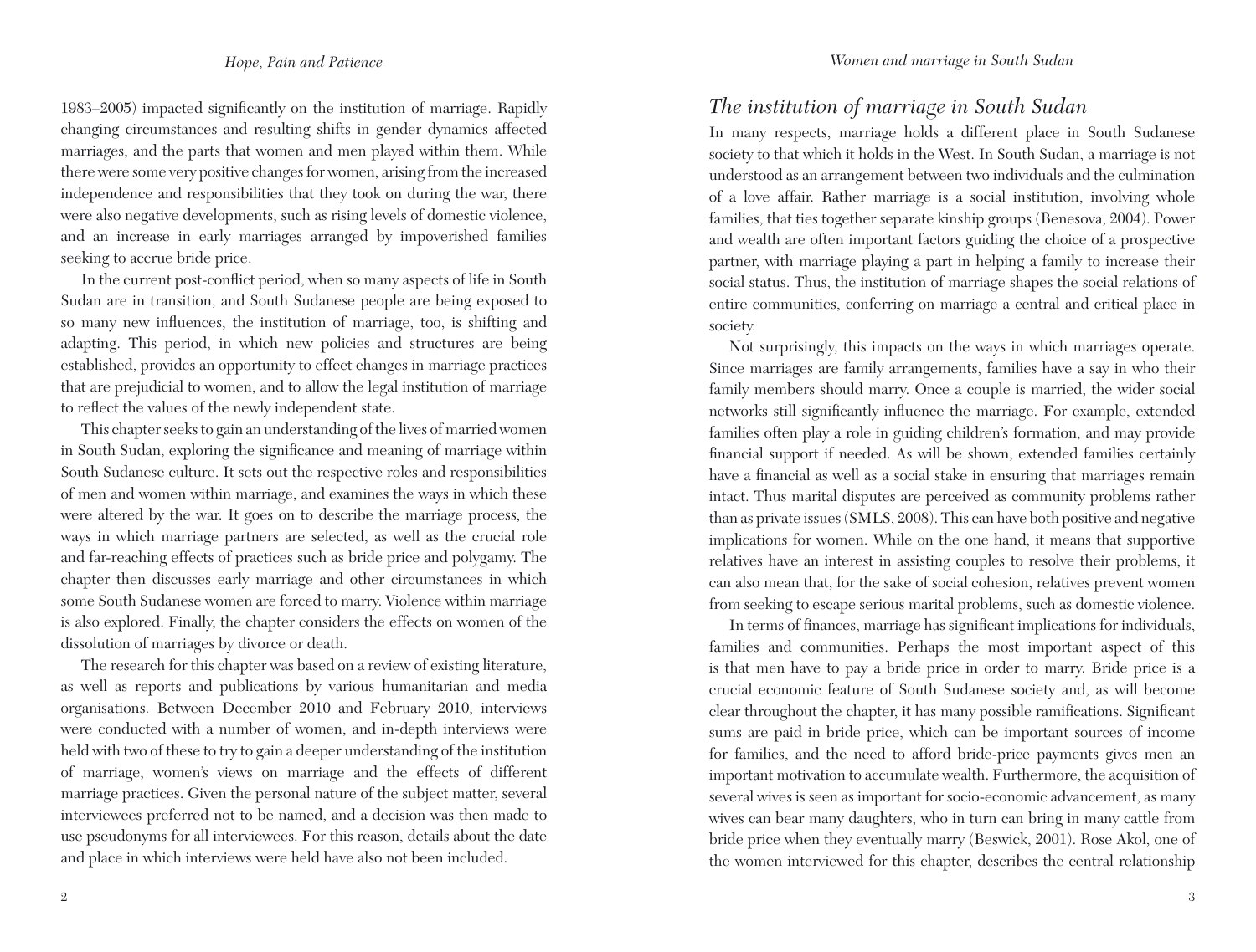1983–2005) impacted significantly on the institution of marriage. Rapidly changing circumstances and resulting shifts in gender dynamics affected marriages, and the parts that women and men played within them. While there were some very positive changes for women, arising from the increased independence and responsibilities that they took on during the war, there were also negative developments, such as rising levels of domestic violence, and an increase in early marriages arranged by impoverished families seeking to accrue bride price.

In the current post-conflict period, when so many aspects of life in South Sudan are in transition, and South Sudanese people are being exposed to so many new influences, the institution of marriage, too, is shifting and adapting. This period, in which new policies and structures are being established, provides an opportunity to effect changes in marriage practices that are prejudicial to women, and to allow the legal institution of marriage to reflect the values of the newly independent state.

This chapter seeks to gain an understanding of the lives of married women in South Sudan, exploring the significance and meaning of marriage within South Sudanese culture. It sets out the respective roles and responsibilities of men and women within marriage, and examines the ways in which these were altered by the war. It goes on to describe the marriage process, the ways in which marriage partners are selected, as well as the crucial role and far-reaching effects of practices such as bride price and polygamy. The chapter then discusses early marriage and other circumstances in which some South Sudanese women are forced to marry. Violence within marriage is also explored. Finally, the chapter considers the effects on women of the dissolution of marriages by divorce or death.

The research for this chapter was based on a review of existing literature, as well as reports and publications by various humanitarian and media organisations. Between December 2010 and February 2010, interviews were conducted with a number of women, and in-depth interviews were held with two of these to try to gain a deeper understanding of the institution of marriage, women's views on marriage and the effects of different marriage practices. Given the personal nature of the subject matter, several interviewees preferred not to be named, and a decision was then made to use pseudonyms for all interviewees. For this reason, details about the date and place in which interviews were held have also not been included.

## *The institution of marriage in South Sudan*

In many respects, marriage holds a different place in South Sudanese society to that which it holds in the West. In South Sudan, a marriage is not understood as an arrangement between two individuals and the culmination of a love affair. Rather marriage is a social institution, involving whole families, that ties together separate kinship groups (Benesova, 2004). Power and wealth are often important factors guiding the choice of a prospective partner, with marriage playing a part in helping a family to increase their social status. Thus, the institution of marriage shapes the social relations of entire communities, conferring on marriage a central and critical place in society.

Not surprisingly, this impacts on the ways in which marriages operate. Since marriages are family arrangements, families have a say in who their family members should marry. Once a couple is married, the wider social networks still significantly influence the marriage. For example, extended families often play a role in guiding children's formation, and may provide financial support if needed. As will be shown, extended families certainly have a financial as well as a social stake in ensuring that marriages remain intact. Thus marital disputes are perceived as community problems rather than as private issues (SMLS, 2008). This can have both positive and negative implications for women. While on the one hand, it means that supportive relatives have an interest in assisting couples to resolve their problems, it can also mean that, for the sake of social cohesion, relatives prevent women from seeking to escape serious marital problems, such as domestic violence.

In terms of finances, marriage has significant implications for individuals, families and communities. Perhaps the most important aspect of this is that men have to pay a bride price in order to marry. Bride price is a crucial economic feature of South Sudanese society and, as will become clear throughout the chapter, it has many possible ramifications. Significant sums are paid in bride price, which can be important sources of income for families, and the need to afford bride-price payments gives men an important motivation to accumulate wealth. Furthermore, the acquisition of several wives is seen as important for socio-economic advancement, as many wives can bear many daughters, who in turn can bring in many cattle from bride price when they eventually marry (Beswick, 2001). Rose Akol, one of the women interviewed for this chapter, describes the central relationship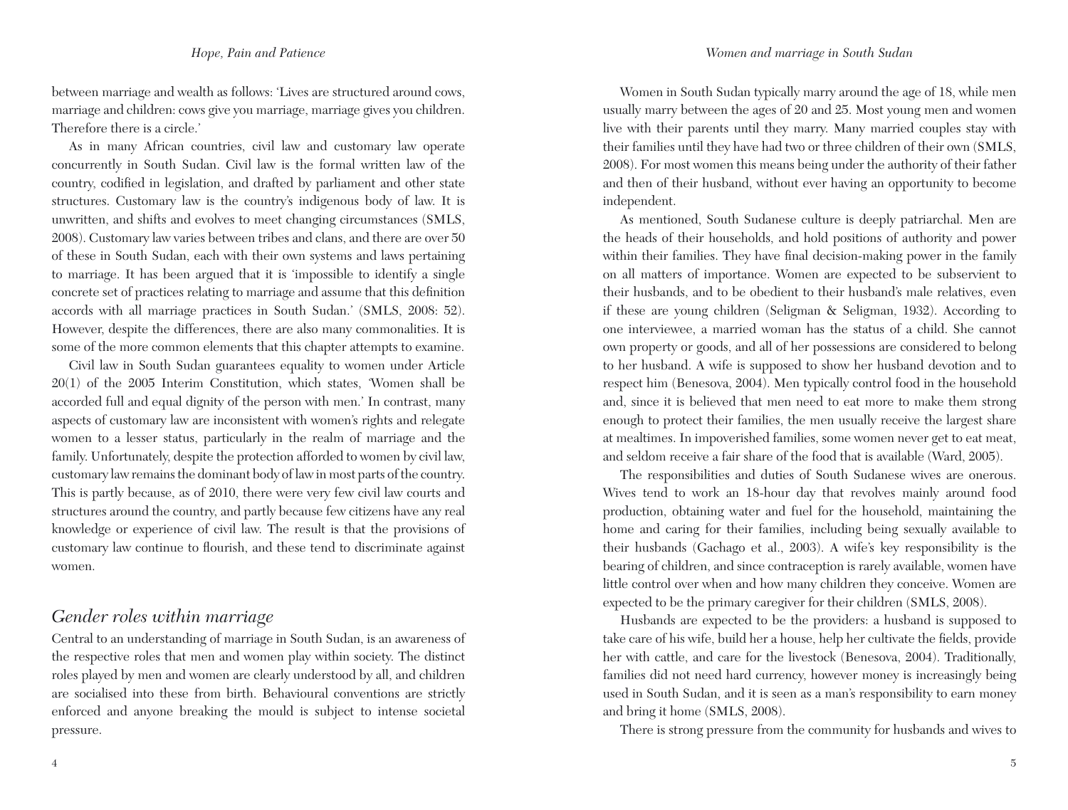between marriage and wealth as follows: 'Lives are structured around cows, marriage and children: cows give you marriage, marriage gives you children. Therefore there is a circle.'

As in many African countries, civil law and customary law operate concurrently in South Sudan. Civil law is the formal written law of the country, codified in legislation, and drafted by parliament and other state structures. Customary law is the country's indigenous body of law. It is unwritten, and shifts and evolves to meet changing circumstances (SMLS, 2008). Customary law varies between tribes and clans, and there are over 50 of these in South Sudan, each with their own systems and laws pertaining to marriage. It has been argued that it is 'impossible to identify a single concrete set of practices relating to marriage and assume that this definition accords with all marriage practices in South Sudan.' (SMLS, 2008: 52). However, despite the differences, there are also many commonalities. It is some of the more common elements that this chapter attempts to examine.

Civil law in South Sudan guarantees equality to women under Article 20(1) of the 2005 Interim Constitution, which states, 'Women shall be accorded full and equal dignity of the person with men.' In contrast, many aspects of customary law are inconsistent with women's rights and relegate women to a lesser status, particularly in the realm of marriage and the family. Unfortunately, despite the protection afforded to women by civil law, customary law remains the dominant body of law in most parts of the country. This is partly because, as of 2010, there were very few civil law courts and structures around the country, and partly because few citizens have any real knowledge or experience of civil law. The result is that the provisions of customary law continue to flourish, and these tend to discriminate against women.

## Gender roles within marriage

Central to an understanding of marriage in South Sudan, is an awareness of the respective roles that men and women play within society. The distinct roles played by men and women are clearly understood by all, and children are socialised into these from birth. Behavioural conventions are strictly enforced and anyone breaking the mould is subject to intense societal pressure.

Women in South Sudan typically marry around the age of 18, while men usually marry between the ages of 20 and 25. Most young men and women live with their parents until they marry. Many married couples stay with their families until they have had two or three children of their own (SMLS, 2008). For most women this means being under the authority of their father and then of their husband, without ever having an opportunity to become independent.

As mentioned, South Sudanese culture is deeply patriarchal. Men are the heads of their households, and hold positions of authority and power within their families. They have final decision-making power in the family on all matters of importance. Women are expected to be subservient to their husbands, and to be obedient to their husband's male relatives, even if these are young children (Seligman & Seligman, 1932). According to one interviewee, a married woman has the status of a child. She cannot own property or goods, and all of her possessions are considered to belong to her husband. A wife is supposed to show her husband devotion and to respect him (Benesova, 2004). Men typically control food in the household and, since it is believed that men need to eat more to make them strong enough to protect their families, the men usually receive the largest share at mealtimes. In impoverished families, some women never get to eat meat, and seldom receive a fair share of the food that is available (Ward, 2005).

The responsibilities and duties of South Sudanese wives are onerous. Wives tend to work an 18-hour day that revolves mainly around food production, obtaining water and fuel for the household, maintaining the home and caring for their families, including being sexually available to their husbands (Gachago et al., 2003). A wife's key responsibility is the bearing of children, and since contraception is rarely available, women have little control over when and how many children they conceive. Women are expected to be the primary caregiver for their children (SMLS, 2008).

Husbands are expected to be the providers: a husband is supposed to take care of his wife, build her a house, help her cultivate the fields, provide her with cattle, and care for the livestock (Benesova, 2004). Traditionally, families did not need hard currency, however money is increasingly being used in South Sudan, and it is seen as a man's responsibility to earn money and bring it home (SMLS, 2008).

There is strong pressure from the community for husbands and wives to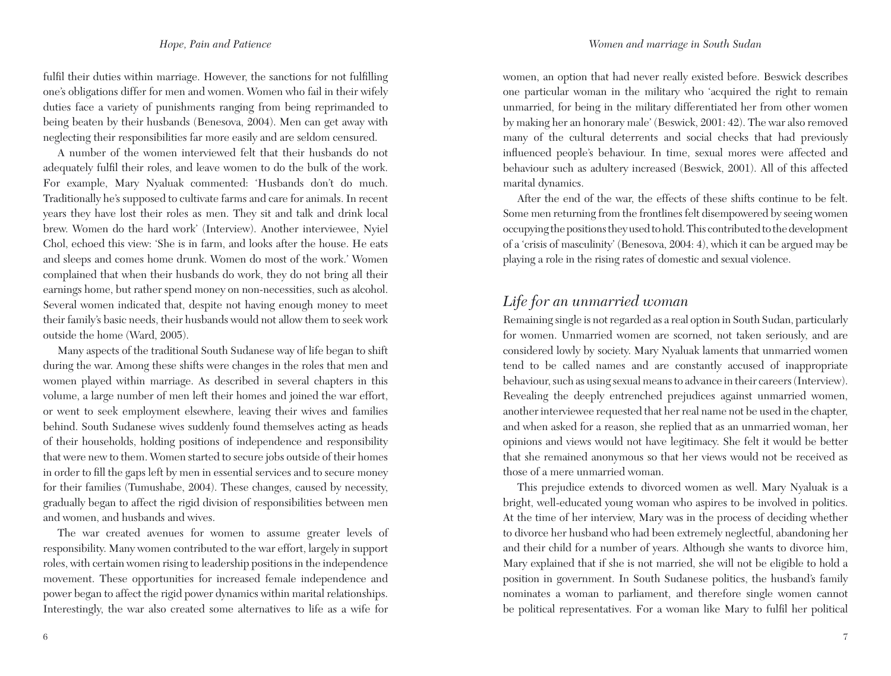fulfil their duties within marriage. However, the sanctions for not fulfilling one's obligations differ for men and women. Women who fail in their wifely duties face a variety of punishments ranging from being reprimanded to being beaten by their husbands (Benesova, 2004). Men can get away with neglecting their responsibilities far more easily and are seldom censured.

A number of the women interviewed felt that their husbands do not adequately fulfil their roles, and leave women to do the bulk of the work. For example, Mary Nyaluak commented: 'Husbands don't do much. Traditionally he's supposed to cultivate farms and care for animals. In recent years they have lost their roles as men. They sit and talk and drink local brew. Women do the hard work' (Interview). Another interviewee, Nyiel Chol, echoed this view: 'She is in farm, and looks after the house. He eats and sleeps and comes home drunk. Women do most of the work.' Women complained that when their husbands do work, they do not bring all their earnings home, but rather spend money on non-necessities, such as alcohol. Several women indicated that, despite not having enough money to meet their family's basic needs, their husbands would not allow them to seek work outside the home (Ward, 2005).

Many aspects of the traditional South Sudanese way of life began to shift during the war. Among these shifts were changes in the roles that men and women played within marriage. As described in several chapters in this volume, a large number of men left their homes and joined the war effort, or went to seek employment elsewhere, leaving their wives and families behind. South Sudanese wives suddenly found themselves acting as heads of their households, holding positions of independence and responsibility that were new to them. Women started to secure jobs outside of their homes in order to fill the gaps left by men in essential services and to secure money for their families (Tumushabe, 2004). These changes, caused by necessity, gradually began to affect the rigid division of responsibilities between men and women, and husbands and wives.

The war created avenues for women to assume greater levels of responsibility. Many women contributed to the war effort, largely in support roles, with certain women rising to leadership positions in the independence movement. These opportunities for increased female independence and power began to affect the rigid power dynamics within marital relationships. Interestingly, the war also created some alternatives to life as a wife for women, an option that had never really existed before. Beswick describes one particular woman in the military who 'acquired the right to remain unmarried, for being in the military differentiated her from other women by making her an honorary male' (Beswick, 2001: 42). The war also removed many of the cultural deterrents and social checks that had previously influenced people's behaviour. In time, sexual mores were affected and behaviour such as adultery increased (Beswick, 2001). All of this affected marital dynamics.

After the end of the war, the effects of these shifts continue to be felt. Some men returning from the frontlines felt disempowered by seeing women occupying the positions they used to hold. This contributed to the development of a 'crisis of masculinity' (Benesova, 2004: 4), which it can be argued may be playing a role in the rising rates of domestic and sexual violence.

## *Life for an unmarried woman*

Remaining single is not regarded as a real option in South Sudan, particularly for women. Unmarried women are scorned, not taken seriously, and are considered lowly by society. Mary Nyaluak laments that unmarried women tend to be called names and are constantly accused of inappropriate behaviour, such as using sexual means to advance in their careers (Interview). Revealing the deeply entrenched prejudices against unmarried women, another interviewee requested that her real name not be used in the chapter, and when asked for a reason, she replied that as an unmarried woman, her opinions and views would not have legitimacy. She felt it would be better that she remained anonymous so that her views would not be received as those of a mere unmarried woman.

This prejudice extends to divorced women as well. Mary Nyaluak is a bright, well-educated young woman who aspires to be involved in politics. At the time of her interview, Mary was in the process of deciding whether to divorce her husband who had been extremely neglectful, abandoning her and their child for a number of years. Although she wants to divorce him, Mary explained that if she is not married, she will not be eligible to hold a position in government. In South Sudanese politics, the husband's family nominates a woman to parliament, and therefore single women cannot be political representatives. For a woman like Mary to fulfil her political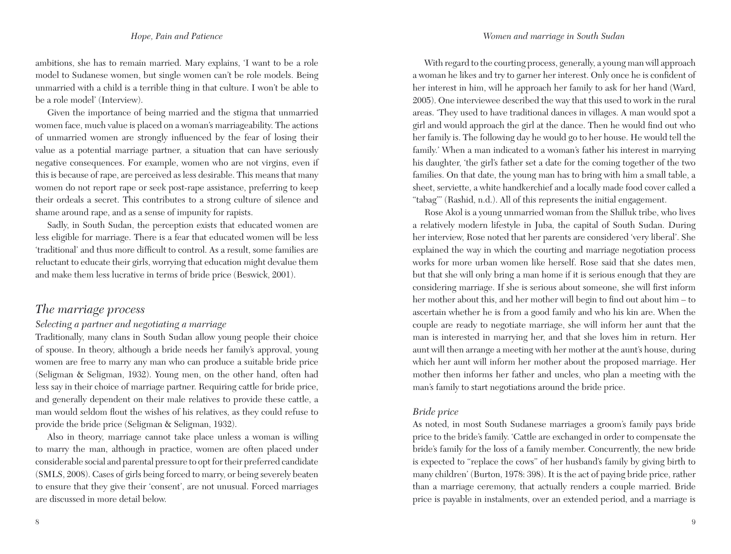ambitions, she has to remain married. Mary explains, 'I want to be a role model to Sudanese women, but single women can't be role models. Being unmarried with a child is a terrible thing in that culture. I won't be able to be a role model' (Interview).

Given the importance of being married and the stigma that unmarried women face, much value is placed on a woman's marriageability. The actions of unmarried women are strongly influenced by the fear of losing their value as a potential marriage partner, a situation that can have seriously negative consequences. For example, women who are not virgins, even if this is because of rape, are perceived as less desirable. This means that many women do not report rape or seek post-rape assistance, preferring to keep their ordeals a secret. This contributes to a strong culture of silence and shame around rape, and as a sense of impunity for rapists.

Sadly, in South Sudan, the perception exists that educated women are less eligible for marriage. There is a fear that educated women will be less 'traditional' and thus more difficult to control. As a result, some families are reluctant to educate their girls, worrying that education might devalue them and make them less lucrative in terms of bride price (Beswick, 2001).

## *The marriage process*

### *Selecting a partner and negotiating a marriage*

Traditionally, many clans in South Sudan allow young people their choice of spouse. In theory, although a bride needs her family's approval, young women are free to marry any man who can produce a suitable bride price (Seligman & Seligman, 1932). Young men, on the other hand, often had less say in their choice of marriage partner. Requiring cattle for bride price, and generally dependent on their male relatives to provide these cattle, a man would seldom flout the wishes of his relatives, as they could refuse to provide the bride price (Seligman & Seligman, 1932).

Also in theory, marriage cannot take place unless a woman is willing to marry the man, although in practice, women are often placed under considerable social and parental pressure to opt for their preferred candidate (SMLS, 2008). Cases of girls being forced to marry, or being severely beaten to ensure that they give their 'consent', are not unusual. Forced marriages are discussed in more detail below.

With regard to the courting process, generally, a young man will approach a woman he likes and try to garner her interest. Only once he is confident of her interest in him, will he approach her family to ask for her hand (Ward, 2005). One interviewee described the way that this used to work in the rural areas. 'They used to have traditional dances in villages. A man would spot a girl and would approach the girl at the dance. Then he would find out who her family is. The following day he would go to her house. He would tell the family.' When a man indicated to a woman's father his interest in marrying his daughter, 'the girl's father set a date for the coming together of the two families. On that date, the young man has to bring with him a small table, a sheet, serviette, a white handkerchief and a locally made food cover called a "tabag"' (Rashid, n.d.). All of this represents the initial engagement.

Rose Akol is a young unmarried woman from the Shilluk tribe, who lives a relatively modern lifestyle in Juba, the capital of South Sudan. During her interview, Rose noted that her parents are considered 'very liberal'. She explained the way in which the courting and marriage negotiation process works for more urban women like herself. Rose said that she dates men, but that she will only bring a man home if it is serious enough that they are considering marriage. If she is serious about someone, she will first inform her mother about this, and her mother will begin to find out about him – to ascertain whether he is from a good family and who his kin are. When the couple are ready to negotiate marriage, she will inform her aunt that the man is interested in marrying her, and that she loves him in return. Her aunt will then arrange a meeting with her mother at the aunt's house, during which her aunt will inform her mother about the proposed marriage. Her mother then informs her father and uncles, who plan a meeting with the man's family to start negotiations around the bride price.

### *Bride price*

As noted, in most South Sudanese marriages a groom's family pays bride price to the bride's family. 'Cattle are exchanged in order to compensate the bride's family for the loss of a family member. Concurrently, the new bride is expected to "replace the cows" of her husband's family by giving birth to many children' (Burton, 1978: 398). It is the act of paying bride price, rather than a marriage ceremony, that actually renders a couple married. Bride price is payable in instalments, over an extended period, and a marriage is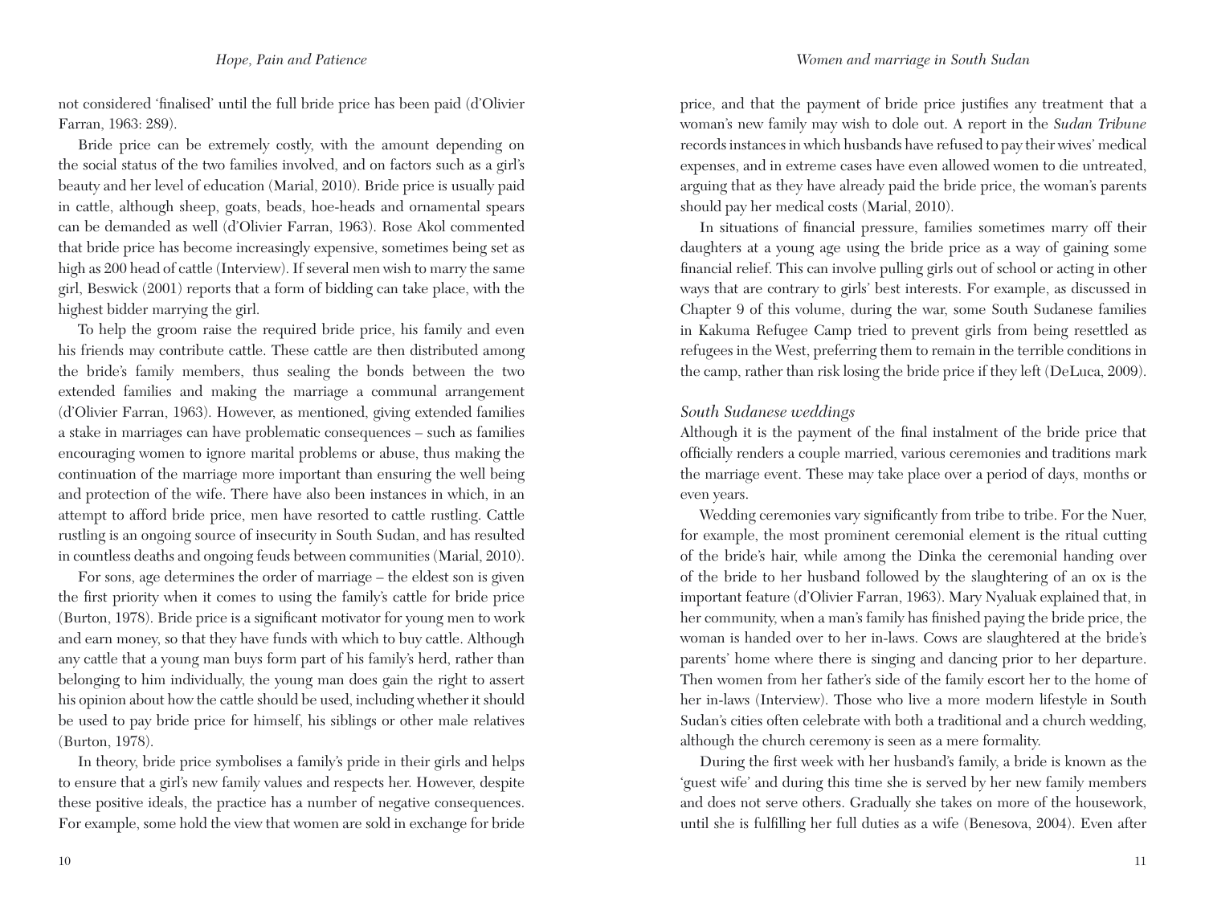not considered 'finalised' until the full bride price has been paid (d'Olivier Farran, 1963: 289).

Bride price can be extremely costly, with the amount depending on the social status of the two families involved, and on factors such as a girl's beauty and her level of education (Marial, 2010). Bride price is usually paid in cattle, although sheep, goats, beads, hoe-heads and ornamental spears can be demanded as well (d'Olivier Farran, 1963). Rose Akol commented that bride price has become increasingly expensive, sometimes being set as high as 200 head of cattle (Interview). If several men wish to marry the same girl, Beswick (2001) reports that a form of bidding can take place, with the highest bidder marrying the girl.

To help the groom raise the required bride price, his family and even his friends may contribute cattle. These cattle are then distributed among the bride's family members, thus sealing the bonds between the two extended families and making the marriage a communal arrangement (d'Olivier Farran, 1963). However, as mentioned, giving extended families a stake in marriages can have problematic consequences – such as families encouraging women to ignore marital problems or abuse, thus making the continuation of the marriage more important than ensuring the well being and protection of the wife. There have also been instances in which, in an attempt to afford bride price, men have resorted to cattle rustling. Cattle rustling is an ongoing source of insecurity in South Sudan, and has resulted in countless deaths and ongoing feuds between communities (Marial, 2010).

For sons, age determines the order of marriage – the eldest son is given the first priority when it comes to using the family's cattle for bride price (Burton, 1978). Bride price is a significant motivator for young men to work and earn money, so that they have funds with which to buy cattle. Although any cattle that a young man buys form part of his family's herd, rather than belonging to him individually, the young man does gain the right to assert his opinion about how the cattle should be used, including whether it should be used to pay bride price for himself, his siblings or other male relatives (Burton, 1978).

In theory, bride price symbolises a family's pride in their girls and helps to ensure that a girl's new family values and respects her. However, despite these positive ideals, the practice has a number of negative consequences. For example, some hold the view that women are sold in exchange for bride price, and that the payment of bride price justifies any treatment that a woman's new family may wish to dole out. A report in the *Sudan Tribune* records instances in which husbands have refused to pay their wives' medical expenses, and in extreme cases have even allowed women to die untreated, arguing that as they have already paid the bride price, the woman's parents should pay her medical costs (Marial, 2010).

In situations of financial pressure, families sometimes marry off their daughters at a young age using the bride price as a way of gaining some financial relief. This can involve pulling girls out of school or acting in other ways that are contrary to girls' best interests. For example, as discussed in Chapter 9 of this volume, during the war, some South Sudanese families in Kakuma Refugee Camp tried to prevent girls from being resettled as refugees in the West, preferring them to remain in the terrible conditions in the camp, rather than risk losing the bride price if they left (DeLuca, 2009).

### *South Sudanese weddings*

Although it is the payment of the final instalment of the bride price that officially renders a couple married, various ceremonies and traditions mark the marriage event. These may take place over a period of days, months or even years.

Wedding ceremonies vary significantly from tribe to tribe. For the Nuer, for example, the most prominent ceremonial element is the ritual cutting of the bride's hair, while among the Dinka the ceremonial handing over of the bride to her husband followed by the slaughtering of an ox is the important feature (d'Olivier Farran, 1963). Mary Nyaluak explained that, in her community, when a man's family has finished paying the bride price, the woman is handed over to her in-laws. Cows are slaughtered at the bride's parents' home where there is singing and dancing prior to her departure. Then women from her father's side of the family escort her to the home of her in-laws (Interview). Those who live a more modern lifestyle in South Sudan's cities often celebrate with both a traditional and a church wedding, although the church ceremony is seen as a mere formality.

During the first week with her husband's family, a bride is known as the 'guest wife' and during this time she is served by her new family members and does not serve others. Gradually she takes on more of the housework, until she is fulfilling her full duties as a wife (Benesova, 2004). Even after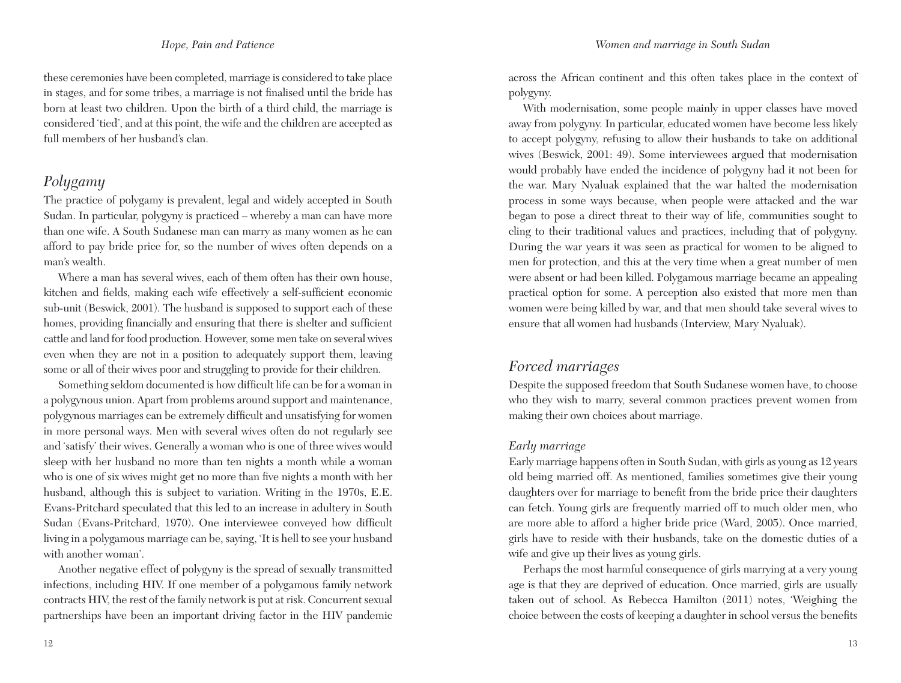these ceremonies have been completed, marriage is considered to take place in stages, and for some tribes, a marriage is not finalised until the bride has born at least two children. Upon the birth of a third child, the marriage is considered 'tied', and at this point, the wife and the children are accepted as full members of her husband's clan.

## *Polygamy*

The practice of polygamy is prevalent, legal and widely accepted in South Sudan. In particular, polygyny is practiced – whereby a man can have more than one wife. A South Sudanese man can marry as many women as he can afford to pay bride price for, so the number of wives often depends on a man's wealth.

Where a man has several wives, each of them often has their own house, kitchen and fields, making each wife effectively a self-sufficient economic sub-unit (Beswick, 2001). The husband is supposed to support each of these homes, providing financially and ensuring that there is shelter and sufficient cattle and land for food production. However, some men take on several wives even when they are not in a position to adequately support them, leaving some or all of their wives poor and struggling to provide for their children.

Something seldom documented is how difficult life can be for a woman in a polygynous union. Apart from problems around support and maintenance, polygynous marriages can be extremely difficult and unsatisfying for women in more personal ways. Men with several wives often do not regularly see and 'satisfy' their wives. Generally a woman who is one of three wives would sleep with her husband no more than ten nights a month while a woman who is one of six wives might get no more than five nights a month with her husband, although this is subject to variation. Writing in the 1970s, E.E. Evans-Pritchard speculated that this led to an increase in adultery in South Sudan (Evans-Pritchard, 1970). One interviewee conveyed how difficult living in a polygamous marriage can be, saying, 'It is hell to see your husband with another woman'.

Another negative effect of polygyny is the spread of sexually transmitted infections, including HIV. If one member of a polygamous family network contracts HIV, the rest of the family network is put at risk. Concurrent sexual partnerships have been an important driving factor in the HIV pandemic across the African continent and this often takes place in the context of polygyny.

With modernisation, some people mainly in upper classes have moved away from polygyny. In particular, educated women have become less likely to accept polygyny, refusing to allow their husbands to take on additional wives (Beswick, 2001: 49). Some interviewees argued that modernisation would probably have ended the incidence of polygyny had it not been for the war. Mary Nyaluak explained that the war halted the modernisation process in some ways because, when people were attacked and the war began to pose a direct threat to their way of life, communities sought to cling to their traditional values and practices, including that of polygyny. During the war years it was seen as practical for women to be aligned to men for protection, and this at the very time when a great number of men were absent or had been killed. Polygamous marriage became an appealing practical option for some. A perception also existed that more men than women were being killed by war, and that men should take several wives to ensure that all women had husbands (Interview, Mary Nyaluak).

## *Forced marriages*

Despite the supposed freedom that South Sudanese women have, to choose who they wish to marry, several common practices prevent women from making their own choices about marriage.

### *Early marriage*

Early marriage happens often in South Sudan, with girls as young as 12 years old being married off. As mentioned, families sometimes give their young daughters over for marriage to benefit from the bride price their daughters can fetch. Young girls are frequently married off to much older men, who are more able to afford a higher bride price (Ward, 2005). Once married, girls have to reside with their husbands, take on the domestic duties of a wife and give up their lives as young girls.

Perhaps the most harmful consequence of girls marrying at a very young age is that they are deprived of education. Once married, girls are usually taken out of school. As Rebecca Hamilton (2011) notes, 'Weighing the choice between the costs of keeping a daughter in school versus the benefits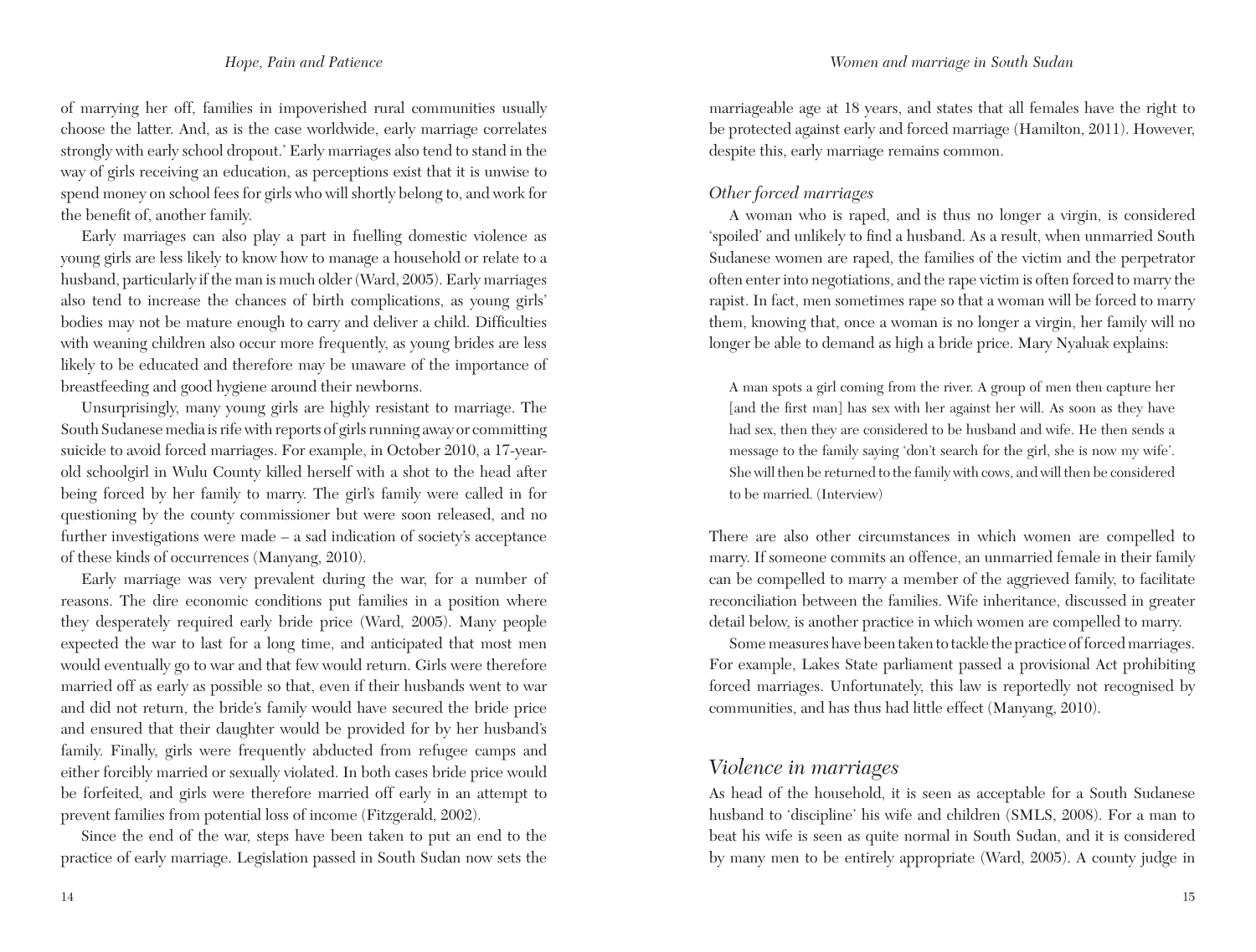of marrying her off, families in impoverished rural communities usually choose the latter. And, as is the case worldwide, early marriage correlates strongly with early school dropout.' Early marriages also tend to stand in the way of girls receiving an education, as perceptions exist that it is unwise to spend money on school fees for girls who will shortly belong to, and work for the benefit of, another family.

Early marriages can also play a part in fuelling domestic violence as young girls are less likely to know how to manage a household or relate to a husband, particularly if the man is much older (Ward, 2005). Early marriages also tend to increase the chances of birth complications, as young girls' bodies may not be mature enough to carry and deliver a child. Difficulties with weaning children also occur more frequently, as young brides are less likely to be educated and therefore may be unaware of the importance of breastfeeding and good hygiene around their newborns.

Unsurprisingly, many young girls are highly resistant to marriage. The South Sudanese media is rife with reports of girls running away or committing suicide to avoid forced marriages. For example, in October 2010, a 17-year-old schoolgirl in Wulu County killed herself with a shot to the head after being forced by her family to marry. The girl's family were called in for questioning by the county commissioner but were soon released, and no further investigations were made – a sad indication of society's acceptance of these kinds of occurrences (Manyang, 2010).

Early marriage was very prevalent during the war, for a number of reasons. The dire economic conditions put families in a position where they desperately required early bride price (Ward, 2005). Many people expected the war to last for a long time, and anticipated that most men would eventually go to war and that few would return. Girls were therefore married off as early as possible so that, even if their husbands went to war and did not return, the bride's family would have secured the bride price and ensured that their daughter would be provided for by her husband's family. Finally, girls were frequently abducted from refugee camps and either forcibly married or sexually violated. In both cases bride price would be forfeited, and girls were therefore married off early in an attempt to prevent families from potential loss of income (Fitzgerald, 2002).

Since the end of the war, steps have been taken to put an end to the practice of early marriage. Legislation passed in South Sudan now sets the marriageable age at 18 years, and states that all females have the right to be protected against early and forced marriage (Hamilton, 2011). However, despite this, early marriage remains common.

### *Other forced marriages*

A woman who is raped, and is thus no longer a virgin, is considered 'spoiled' and unlikely to find a husband. As a result, when unmarried South Sudanese women are raped, the families of the victim and the perpetrator often enter into negotiations, and the rape victim is often forced to marry the rapist. In fact, men sometimes rape so that a woman will be forced to marry them, knowing that, once a woman is no longer a virgin, her family will no longer be able to demand as high a bride price. Mary Nyaluak explains:

> A man spots a girl coming from the river. A group of men then capture her [and the first man] has sex with her against her will. As soon as they have had sex, then they are considered to be husband and wife. He then sends a message to the family saying 'don't search for the girl, she is now my wife'. She will then be returned to the family with cows, and will then be considered to be married. (Interview)

There are also other circumstances in which women are compelled to marry. If someone commits an offence, an unmarried female in their family can be compelled to marry a member of the aggrieved family, to facilitate reconciliation between the families. Wife inheritance, discussed in greater detail below, is another practice in which women are compelled to marry.

Some measures have been taken to tackle the practice of forced marriages. For example, Lakes State parliament passed a provisional Act prohibiting forced marriages. Unfortunately, this law is reportedly not recognised by communities, and has thus had little effect (Manyang, 2010).

## Violence in marriages

As head of the household, it is seen as acceptable for a South Sudanese husband to 'discipline' his wife and children (SMLS, 2008). For a man to beat his wife is seen as quite normal in South Sudan, and it is considered by many men to be entirely appropriate (Ward, 2005). A county judge in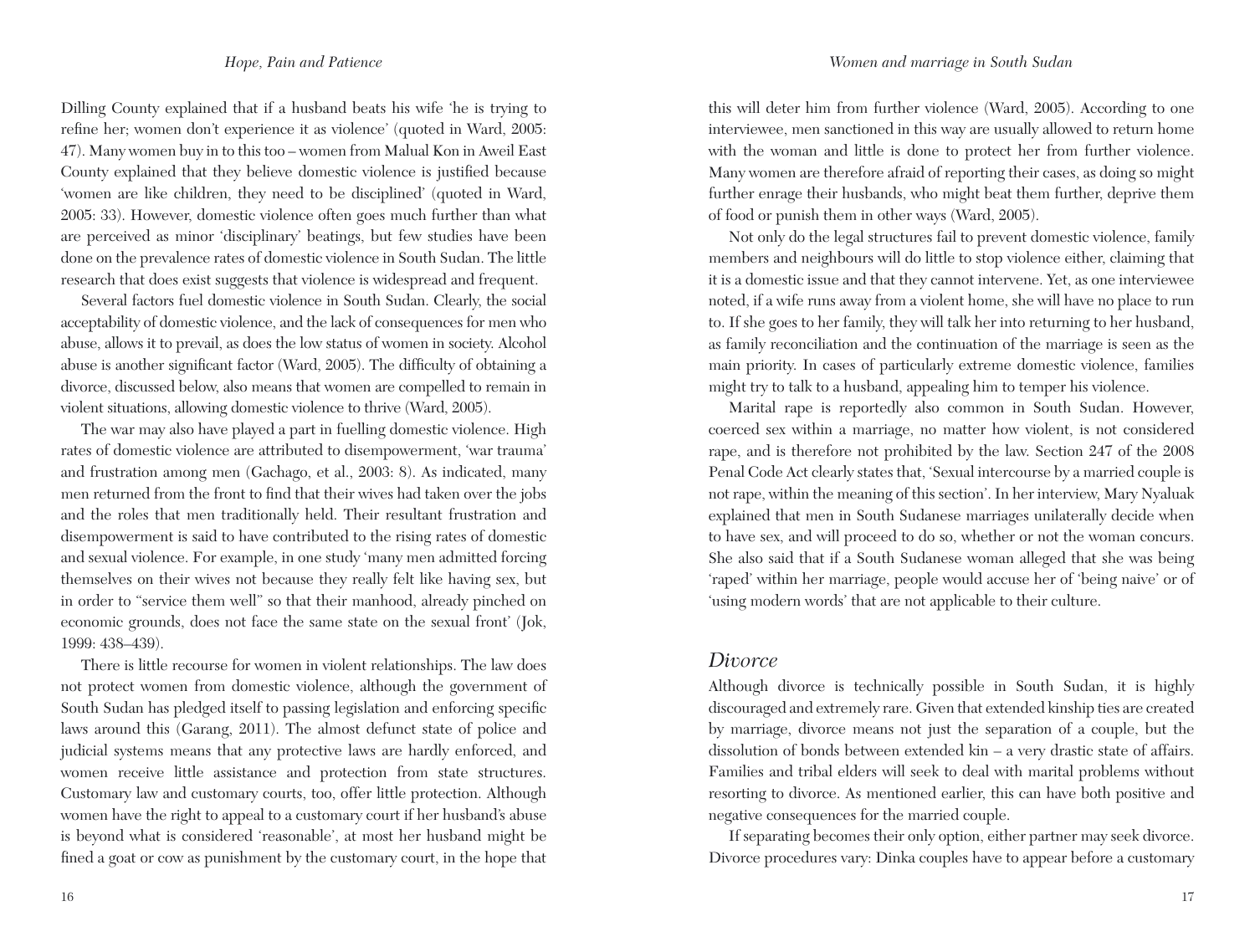Dilling County explained that if a husband beats his wife 'he is trying to refine her; women don't experience it as violence' (quoted in Ward, 2005: 47). Many women buy in to this too – women from Malual Kon in Aweil East County explained that they believe domestic violence is justified because 'women are like children, they need to be disciplined' (quoted in Ward, 2005: 33). However, domestic violence often goes much further than what are perceived as minor 'disciplinary' beatings, but few studies have been done on the prevalence rates of domestic violence in South Sudan. The little research that does exist suggests that violence is widespread and frequent.

Several factors fuel domestic violence in South Sudan. Clearly, the social acceptability of domestic violence, and the lack of consequences for men who abuse, allows it to prevail, as does the low status of women in society. Alcohol abuse is another significant factor (Ward, 2005). The difficulty of obtaining a divorce, discussed below, also means that women are compelled to remain in violent situations, allowing domestic violence to thrive (Ward, 2005).

The war may also have played a part in fuelling domestic violence. High rates of domestic violence are attributed to disempowerment, 'war trauma' and frustration among men (Gachago, et al., 2003: 8). As indicated, many men returned from the front to find that their wives had taken over the jobs and the roles that men traditionally held. Their resultant frustration and disempowerment is said to have contributed to the rising rates of domestic and sexual violence. For example, in one study 'many men admitted forcing themselves on their wives not because they really felt like having sex, but in order to "service them well" so that their manhood, already pinched on economic grounds, does not face the same state on the sexual front' (Jok, 1999: 438–439).

There is little recourse for women in violent relationships. The law does not protect women from domestic violence, although the government of South Sudan has pledged itself to passing legislation and enforcing specific laws around this (Garang, 2011). The almost defunct state of police and judicial systems means that any protective laws are hardly enforced, and women receive little assistance and protection from state structures. Customary law and customary courts, too, offer little protection. Although women have the right to appeal to a customary court if her husband's abuse is beyond what is considered 'reasonable', at most her husband might be fined a goat or cow as punishment by the customary court, in the hope that this will deter him from further violence (Ward, 2005). According to one interviewee, men sanctioned in this way are usually allowed to return home with the woman and little is done to protect her from further violence. Many women are therefore afraid of reporting their cases, as doing so might further enrage their husbands, who might beat them further, deprive them of food or punish them in other ways (Ward, 2005).

Not only do the legal structures fail to prevent domestic violence, family members and neighbours will do little to stop violence either, claiming that it is a domestic issue and that they cannot intervene. Yet, as one interviewee noted, if a wife runs away from a violent home, she will have no place to run to. If she goes to her family, they will talk her into returning to her husband, as family reconciliation and the continuation of the marriage is seen as the main priority. In cases of particularly extreme domestic violence, families might try to talk to a husband, appealing him to temper his violence.

Marital rape is reportedly also common in South Sudan. However, coerced sex within a marriage, no matter how violent, is not considered rape, and is therefore not prohibited by the law. Section 247 of the 2008 Penal Code Act clearly states that, 'Sexual intercourse by a married couple is not rape, within the meaning of this section'. In her interview, Mary Nyaluak explained that men in South Sudanese marriages unilaterally decide when to have sex, and will proceed to do so, whether or not the woman concurs. She also said that if a South Sudanese woman alleged that she was being 'raped' within her marriage, people would accuse her of 'being naive' or of 'using modern words' that are not applicable to their culture.

## *Divorce*

Although divorce is technically possible in South Sudan, it is highly discouraged and extremely rare. Given that extended kinship ties are created by marriage, divorce means not just the separation of a couple, but the dissolution of bonds between extended kin – a very drastic state of affairs. Families and tribal elders will seek to deal with marital problems without resorting to divorce. As mentioned earlier, this can have both positive and negative consequences for the married couple.

If separating becomes their only option, either partner may seek divorce. Divorce procedures vary: Dinka couples have to appear before a customary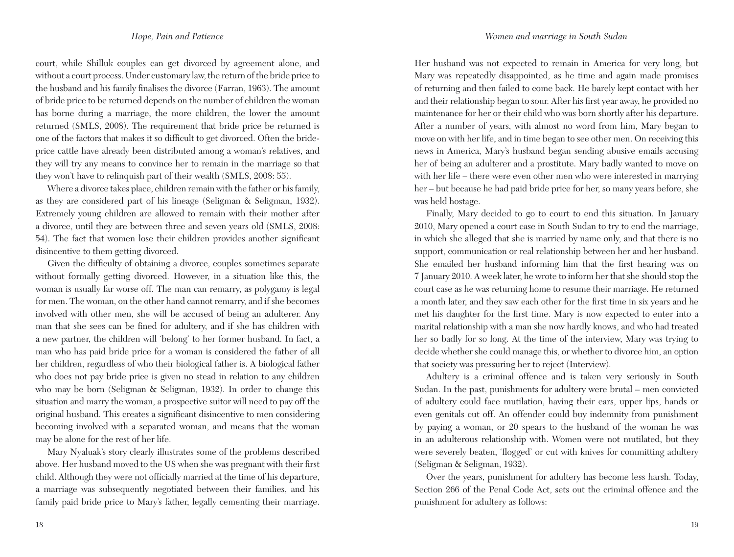court, while Shilluk couples can get divorced by agreement alone, and without a court process. Under customary law, the return of the bride price to the husband and his family finalises the divorce (Farran, 1963). The amount of bride price to be returned depends on the number of children the woman has borne during a marriage, the more children, the lower the amount returned (SMLS, 2008). The requirement that bride price be returned is one of the factors that makes it so difficult to get divorced. Often the bride-price cattle have already been distributed among a woman's relatives, and they will try any means to convince her to remain in the marriage so that they won't have to relinquish part of their wealth (SMLS, 2008: 55).

Where a divorce takes place, children remain with the father or his family, as they are considered part of his lineage (Seligman & Seligman, 1932). Extremely young children are allowed to remain with their mother after a divorce, until they are between three and seven years old (SMLS, 2008: 54). The fact that women lose their children provides another significant disincentive to them getting divorced.

Given the difficulty of obtaining a divorce, couples sometimes separate without formally getting divorced. However, in a situation like this, the woman is usually far worse off. The man can remarry, as polygamy is legal for men. The woman, on the other hand cannot remarry, and if she becomes involved with other men, she will be accused of being an adulterer. Any man that she sees can be fined for adultery, and if she has children with a new partner, the children will 'belong' to her former husband. In fact, a man who has paid bride price for a woman is considered the father of all her children, regardless of who their biological father is. A biological father who does not pay bride price is given no stead in relation to any children who may be born (Seligman & Seligman, 1932). In order to change this situation and marry the woman, a prospective suitor will need to pay off the original husband. This creates a significant disincentive to men considering becoming involved with a separated woman, and means that the woman may be alone for the rest of her life.

Mary Nyaluak's story clearly illustrates some of the problems described above. Her husband moved to the US when she was pregnant with their first child. Although they were not officially married at the time of his departure, a marriage was subsequently negotiated between their families, and his family paid bride price to Mary's father, legally cementing their marriage. Her husband was not expected to remain in America for very long, but Mary was repeatedly disappointed, as he time and again made promises of returning and then failed to come back. He barely kept contact with her and their relationship began to sour. After his first year away, he provided no maintenance for her or their child who was born shortly after his departure. After a number of years, with almost no word from him, Mary began to move on with her life, and in time began to see other men. On receiving this news in America, Mary's husband began sending abusive emails accusing her of being an adulterer and a prostitute. Mary badly wanted to move on with her life – there were even other men who were interested in marrying her – but because he had paid bride price for her, so many years before, she was held hostage.

Finally, Mary decided to go to court to end this situation. In January 2010, Mary opened a court case in South Sudan to try to end the marriage, in which she alleged that she is married by name only, and that there is no support, communication or real relationship between her and her husband. She emailed her husband informing him that the first hearing was on 7 January 2010. A week later, he wrote to inform her that she should stop the court case as he was returning home to resume their marriage. He returned a month later, and they saw each other for the first time in six years and he met his daughter for the first time. Mary is now expected to enter into a marital relationship with a man she now hardly knows, and who had treated her so badly for so long. At the time of the interview, Mary was trying to decide whether she could manage this, or whether to divorce him, an option that society was pressuring her to reject (Interview).

Adultery is a criminal offence and is taken very seriously in South Sudan. In the past, punishments for adultery were brutal – men convicted of adultery could face mutilation, having their ears, upper lips, hands or even genitals cut off. An offender could buy indemnity from punishment by paying a woman, or 20 spears to the husband of the woman he was in an adulterous relationship with. Women were not mutilated, but they were severely beaten, 'flogged' or cut with knives for committing adultery (Seligman & Seligman, 1932).

Over the years, punishment for adultery has become less harsh. Today, Section 266 of the Penal Code Act, sets out the criminal offence and the punishment for adultery as follows: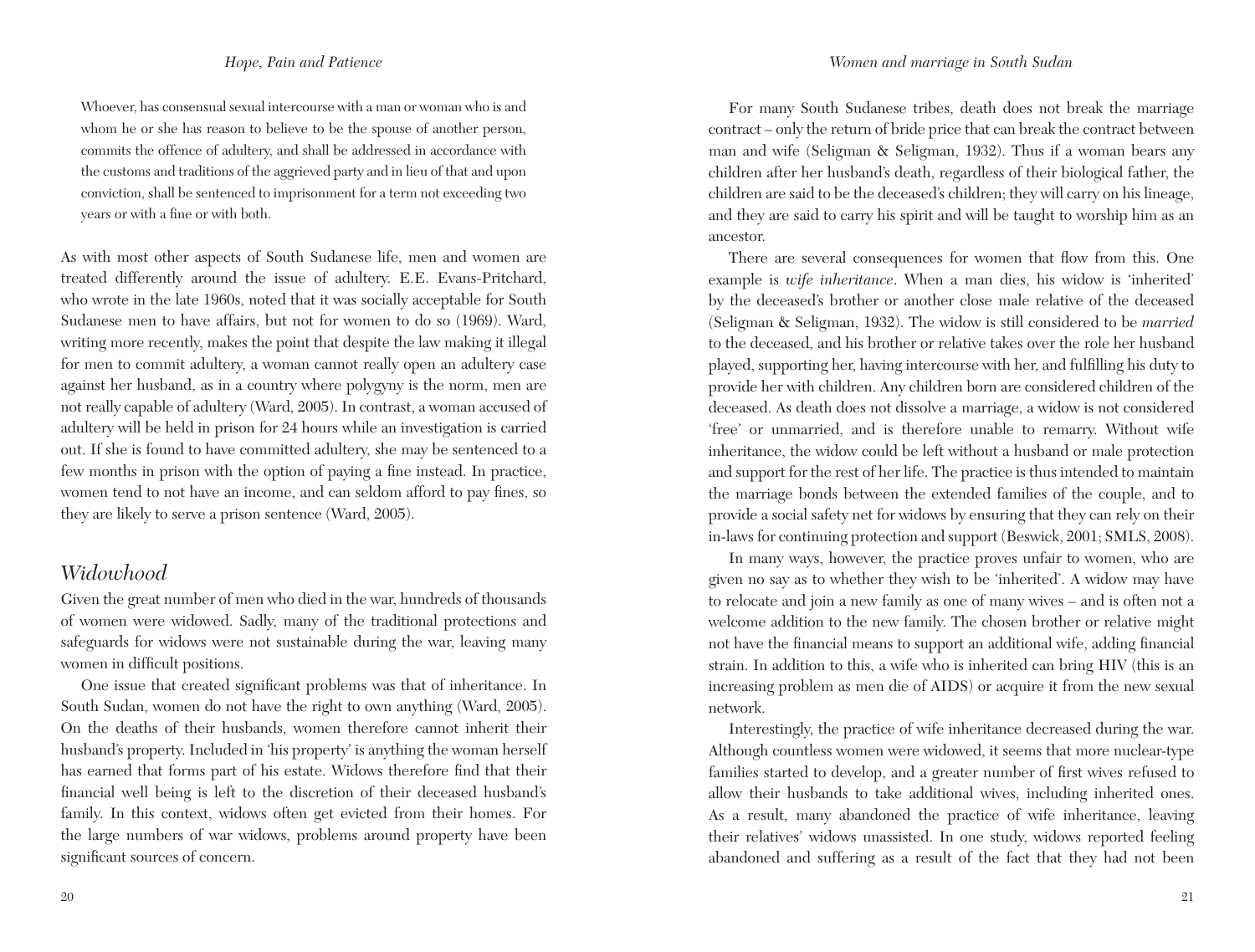> Whoever, has consensual sexual intercourse with a man or woman who is and whom he or she has reason to believe to be the spouse of another person, commits the offence of adultery, and shall be addressed in accordance with the customs and traditions of the aggrieved party and in lieu of that and upon conviction, shall be sentenced to imprisonment for a term not exceeding two years or with a fine or with both.

As with most other aspects of South Sudanese life, men and women are treated differently around the issue of adultery. E.E. Evans-Pritchard, who wrote in the late 1960s, noted that it was socially acceptable for South Sudanese men to have affairs, but not for women to do so (1969). Ward, writing more recently, makes the point that despite the law making it illegal for men to commit adultery, a woman cannot really open an adultery case against her husband, as in a country where polygyny is the norm, men are not really capable of adultery (Ward, 2005). In contrast, a woman accused of adultery will be held in prison for 24 hours while an investigation is carried out. If she is found to have committed adultery, she may be sentenced to a few months in prison with the option of paying a fine instead. In practice, women tend to not have an income, and can seldom afford to pay fines, so they are likely to serve a prison sentence (Ward, 2005).

## Widowhood

Given the great number of men who died in the war, hundreds of thousands of women were widowed. Sadly, many of the traditional protections and safeguards for widows were not sustainable during the war, leaving many women in difficult positions.

One issue that created significant problems was that of inheritance. In South Sudan, women do not have the right to own anything (Ward, 2005). On the deaths of their husbands, women therefore cannot inherit their husband's property. Included in 'his property' is anything the woman herself has earned that forms part of his estate. Widows therefore find that their financial well being is left to the discretion of their deceased husband's family. In this context, widows often get evicted from their homes. For the large numbers of war widows, problems around property have been significant sources of concern.

For many South Sudanese tribes, death does not break the marriage contract – only the return of bride price that can break the contract between man and wife (Seligman & Seligman, 1932). Thus if a woman bears any children after her husband's death, regardless of their biological father, the children are said to be the deceased's children; they will carry on his lineage, and they are said to carry his spirit and will be taught to worship him as an ancestor.

There are several consequences for women that flow from this. One example is *wife inheritance*. When a man dies, his widow is 'inherited' by the deceased's brother or another close male relative of the deceased (Seligman & Seligman, 1932). The widow is still considered to be *married* to the deceased, and his brother or relative takes over the role her husband played, supporting her, having intercourse with her, and fulfilling his duty to provide her with children. Any children born are considered children of the deceased. As death does not dissolve a marriage, a widow is not considered 'free' or unmarried, and is therefore unable to remarry. Without wife inheritance, the widow could be left without a husband or male protection and support for the rest of her life. The practice is thus intended to maintain the marriage bonds between the extended families of the couple, and to provide a social safety net for widows by ensuring that they can rely on their in-laws for continuing protection and support (Beswick, 2001; SMLS, 2008).

In many ways, however, the practice proves unfair to women, who are given no say as to whether they wish to be 'inherited'. A widow may have to relocate and join a new family as one of many wives – and is often not a welcome addition to the new family. The chosen brother or relative might not have the financial means to support an additional wife, adding financial strain. In addition to this, a wife who is inherited can bring HIV (this is an increasing problem as men die of AIDS) or acquire it from the new sexual network.

Interestingly, the practice of wife inheritance decreased during the war. Although countless women were widowed, it seems that more nuclear-type families started to develop, and a greater number of first wives refused to allow their husbands to take additional wives, including inherited ones. As a result, many abandoned the practice of wife inheritance, leaving their relatives' widows unassisted. In one study, widows reported feeling abandoned and suffering as a result of the fact that they had not been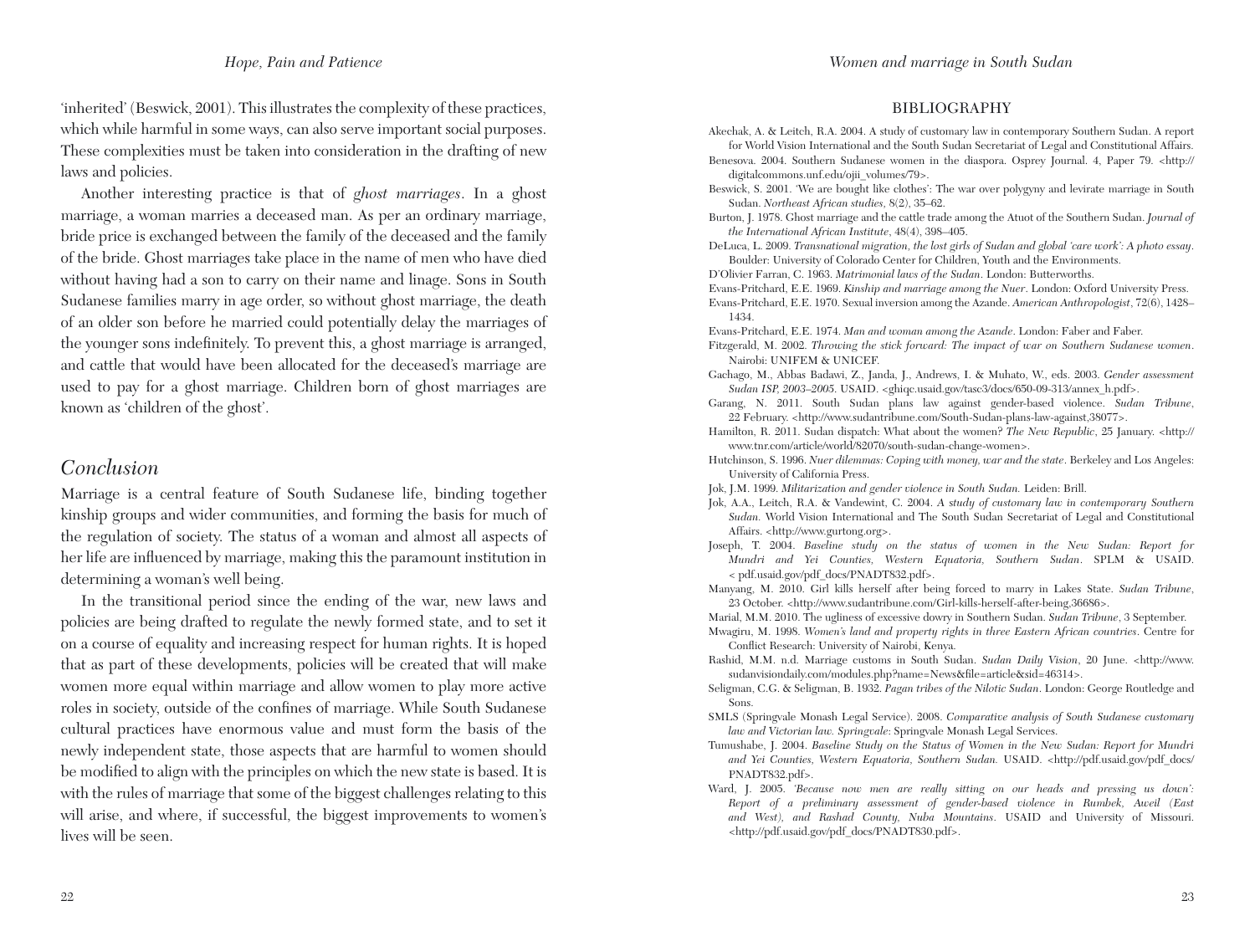'inherited' (Beswick, 2001). This illustrates the complexity of these practices, which while harmful in some ways, can also serve important social purposes. These complexities must be taken into consideration in the drafting of new laws and policies.

Another interesting practice is that of *ghost marriages*. In a ghost marriage, a woman marries a deceased man. As per an ordinary marriage, bride price is exchanged between the family of the deceased and the family of the bride. Ghost marriages take place in the name of men who have died without having had a son to carry on their name and linage. Sons in South Sudanese families marry in age order, so without ghost marriage, the death of an older son before he married could potentially delay the marriages of the younger sons indefinitely. To prevent this, a ghost marriage is arranged, and cattle that would have been allocated for the deceased's marriage are used to pay for a ghost marriage. Children born of ghost marriages are known as 'children of the ghost'.

## Conclusion

Marriage is a central feature of South Sudanese life, binding together kinship groups and wider communities, and forming the basis for much of the regulation of society. The status of a woman and almost all aspects of her life are influenced by marriage, making this the paramount institution in determining a woman's well being.

In the transitional period since the ending of the war, new laws and policies are being drafted to regulate the newly formed state, and to set it on a course of equality and increasing respect for human rights. It is hoped that as part of these developments, policies will be created that will make women more equal within marriage and allow women to play more active roles in society, outside of the confines of marriage. While South Sudanese cultural practices have enormous value and must form the basis of the newly independent state, those aspects that are harmful to women should be modified to align with the principles on which the new state is based. It is with the rules of marriage that some of the biggest challenges relating to this will arise, and where, if successful, the biggest improvements to women's lives will be seen.

## BIBLIOGRAPHY

Akechak, A. & Leitch, R.A. 2004. A study of customary law in contemporary Southern Sudan. A report for World Vision International and the South Sudan Secretariat of Legal and Constitutional Affairs.

Benesova. 2004. Southern Sudanese women in the diaspora. Osprey Journal. 4, Paper 79. <http://digitalcommons.unf.edu/ojii_volumes/79>.

Beswick, S. 2001. 'We are bought like clothes': The war over polygyny and levirate marriage in South Sudan. *Northeast African studies*, 8(2), 35–62.

Burton, J. 1978. Ghost marriage and the cattle trade among the Atuot of the Southern Sudan. *Journal of the International African Institute*, 48(4), 398–405.

DeLuca, L. 2009. *Transnational migration, the lost girls of Sudan and global 'care work': A photo essay*. Boulder: University of Colorado Center for Children, Youth and the Environments.

D'Olivier Farran, C. 1963. *Matrimonial laws of the Sudan*. London: Butterworths.

Evans-Pritchard, E.E. 1969. *Kinship and marriage among the Nuer*. London: Oxford University Press.

Evans-Pritchard, E.E. 1970. Sexual inversion among the Azande. *American Anthropologist*, 72(6), 1428–1434.

Evans-Pritchard, E.E. 1974. *Man and woman among the Azande*. London: Faber and Faber.

Fitzgerald, M. 2002. *Throwing the stick forward: The impact of war on Southern Sudanese women*. Nairobi: UNIFEM & UNICEF.

Gachago, M., Abbas Badawi, Z., Janda, J., Andrews, I. & Muhato, W., eds. 2003. *Gender assessment Sudan ISP, 2003–2005*. USAID. <ghiqc.usaid.gov/tasc3/docs/650-09-313/annex_h.pdf>.

Garang, N. 2011. South Sudan plans law against gender-based violence. *Sudan Tribune*, 22 February. <http://www.sudantribune.com/South-Sudan-plans-law-against,38077>.

Hamilton, R. 2011. Sudan dispatch: What about the women? *The New Republic*, 25 January. <http://www.tnr.com/article/world/82070/south-sudan-change-women>.

Hutchinson, S. 1996. *Nuer dilemmas: Coping with money, war and the state*. Berkeley and Los Angeles: University of California Press.

Jok, J.M. 1999. *Militarization and gender violence in South Sudan*. Leiden: Brill.

Jok, A.A., Leitch, R.A. & Vandewint, C. 2004. *A study of customary law in contemporary Southern Sudan*. World Vision International and The South Sudan Secretariat of Legal and Constitutional Affairs. <http://www.gurtong.org>.

Joseph, T. 2004. *Baseline study on the status of women in the New Sudan: Report for Mundri and Yei Counties, Western Equatoria, Southern Sudan*. SPLM & USAID. < pdf.usaid.gov/pdf_docs/PNADT832.pdf>.

Manyang, M. 2010. Girl kills herself after being forced to marry in Lakes State. *Sudan Tribune*, 23 October. <http://www.sudantribune.com/Girl-kills-herself-after-being,36686>.

Marial, M.M. 2010. The ugliness of excessive dowry in Southern Sudan. *Sudan Tribune*, 3 September.

Mwagiru, M. 1998. *Women's land and property rights in three Eastern African countries*. Centre for Conflict Research: University of Nairobi, Kenya.

Rashid, M.M. n.d. Marriage customs in South Sudan. *Sudan Daily Vision*, 20 June. <http://www.sudanvisiondaily.com/modules.php?name=News&file=article&sid=46314>.

Seligman, C.G. & Seligman, B. 1932. *Pagan tribes of the Nilotic Sudan*. London: George Routledge and Sons.

SMLS (Springvale Monash Legal Service). 2008. *Comparative analysis of South Sudanese customary law and Victorian law. Springvale*: Springvale Monash Legal Services.

Tumushabe, J. 2004. *Baseline Study on the Status of Women in the New Sudan: Report for Mundri and Yei Counties, Western Equatoria, Southern Sudan.* USAID. <http://pdf.usaid.gov/pdf_docs/PNADT832.pdf>.

Ward, J. 2005. *'Because now men are really sitting on our heads and pressing us down': Report of a preliminary assessment of gender-based violence in Rumbek, Aweil (East and West), and Rashad County, Nuba Mountains*. USAID and University of Missouri. <http://pdf.usaid.gov/pdf_docs/PNADT830.pdf>.